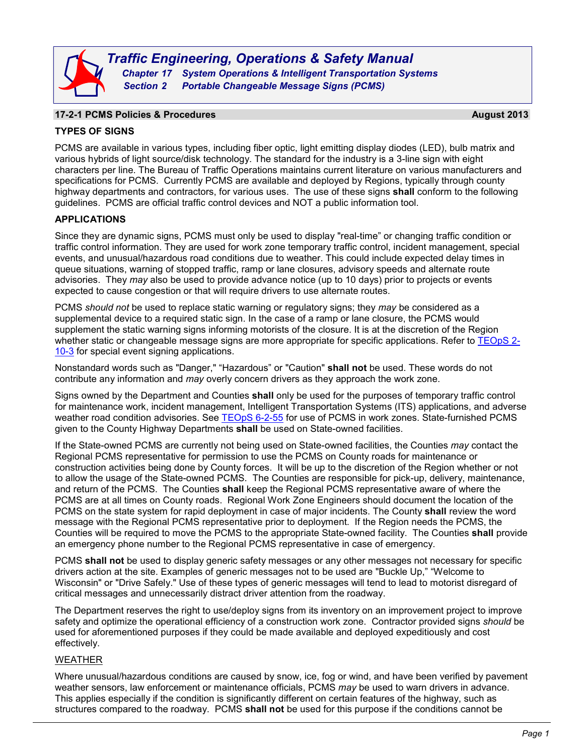# Traffic Engineering, Operations & Safety Manual

## Chapter 17 System Operations & Intelligent Transportation Systems

## Section 2 Portable Changeable Message Signs (PCMS)

### 17-2-1 PCMS Policies & Procedures — August 2013

**TYPES OF SIGNS**

PCMS are available in various types, including fiber optic, light emitting display diodes (LED), bulb matrix and various hybrids of light source/disk technology. The standard for the industry is a 3-line sign with eight characters per line. The Bureau of Traffic Operations maintains current literature on various manufacturers and specifications for PCMS. Currently PCMS are available and deployed by Regions, typically through county highway departments and contractors, for various uses. The use of these signs **shall** conform to the following guidelines. PCMS are official traffic control devices and NOT a public information tool.

**APPLICATIONS**

Since they are dynamic signs, PCMS must only be used to display "real-time" or changing traffic condition or traffic control information. They are used for work zone temporary traffic control, incident management, special events, and unusual/hazardous road conditions due to weather. This could include expected delay times in queue situations, warning of stopped traffic, ramp or lane closures, advisory speeds and alternate route advisories. They *may* also be used to provide advance notice (up to 10 days) prior to projects or events expected to cause congestion or that will require drivers to use alternate routes.

PCMS *should not* be used to replace static warning or regulatory signs; they *may* be considered as a supplemental device to a required static sign. In the case of a ramp or lane closure, the PCMS would supplement the static warning signs informing motorists of the closure. It is at the discretion of the Region whether static or changeable message signs are more appropriate for specific applications. Refer to TEOpS 2-10-3 for special event signing applications.

Nonstandard words such as "Danger," "Hazardous" or "Caution" **shall not** be used. These words do not contribute any information and *may* overly concern drivers as they approach the work zone.

Signs owned by the Department and Counties **shall** only be used for the purposes of temporary traffic control for maintenance work, incident management, Intelligent Transportation Systems (ITS) applications, and adverse weather road condition advisories. See TEOpS 6-2-55 for use of PCMS in work zones. State-furnished PCMS given to the County Highway Departments **shall** be used on State-owned facilities.

If the State-owned PCMS are currently not being used on State-owned facilities, the Counties *may* contact the Regional PCMS representative for permission to use the PCMS on County roads for maintenance or construction activities being done by County forces. It will be up to the discretion of the Region whether or not to allow the usage of the State-owned PCMS. The Counties are responsible for pick-up, delivery, maintenance, and return of the PCMS. The Counties **shall** keep the Regional PCMS representative aware of where the PCMS are at all times on County roads. Regional Work Zone Engineers should document the location of the PCMS on the state system for rapid deployment in case of major incidents. The County **shall** review the word message with the Regional PCMS representative prior to deployment. If the Region needs the PCMS, the Counties will be required to move the PCMS to the appropriate State-owned facility. The Counties **shall** provide an emergency phone number to the Regional PCMS representative in case of emergency.

PCMS **shall not** be used to display generic safety messages or any other messages not necessary for specific drivers action at the site. Examples of generic messages not to be used are "Buckle Up," "Welcome to Wisconsin" or "Drive Safely." Use of these types of generic messages will tend to lead to motorist disregard of critical messages and unnecessarily distract driver attention from the roadway.

The Department reserves the right to use/deploy signs from its inventory on an improvement project to improve safety and optimize the operational efficiency of a construction work zone. Contractor provided signs *should* be used for aforementioned purposes if they could be made available and deployed expeditiously and cost effectively.

WEATHER

Where unusual/hazardous conditions are caused by snow, ice, fog or wind, and have been verified by pavement weather sensors, law enforcement or maintenance officials, PCMS *may* be used to warn drivers in advance. This applies especially if the condition is significantly different on certain features of the highway, such as structures compared to the roadway. PCMS **shall not** be used for this purpose if the conditions cannot be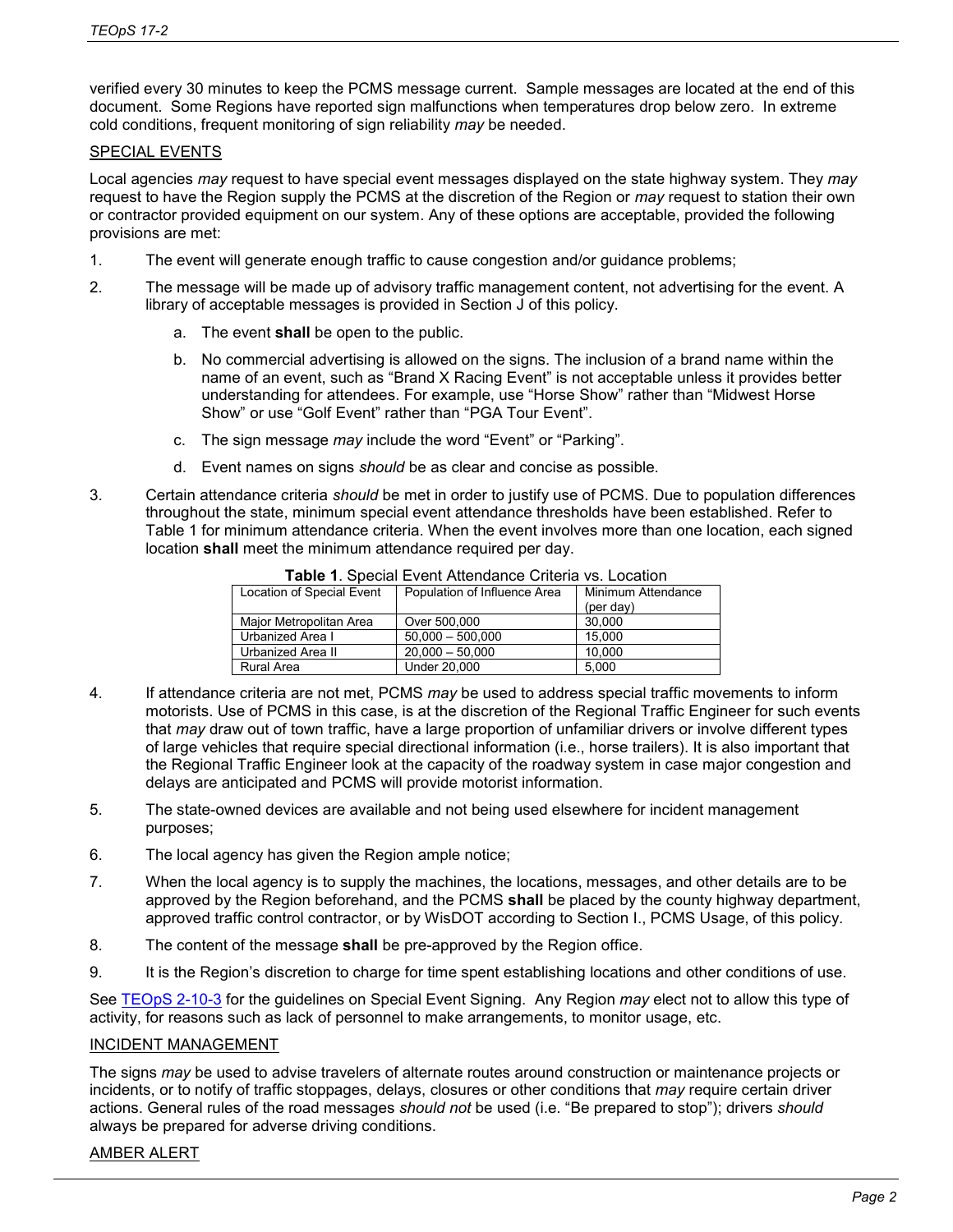verified every 30 minutes to keep the PCMS message current. Sample messages are located at the end of this document. Some Regions have reported sign malfunctions when temperatures drop below zero. In extreme cold conditions, frequent monitoring of sign reliability *may* be needed.

## SPECIAL EVENTS

Local agencies *may* request to have special event messages displayed on the state highway system. They *may* request to have the Region supply the PCMS at the discretion of the Region or *may* request to station their own or contractor provided equipment on our system. Any of these options are acceptable, provided the following provisions are met:

1. The event will generate enough traffic to cause congestion and/or guidance problems;
2. The message will be made up of advisory traffic management content, not advertising for the event. A library of acceptable messages is provided in Section J of this policy.
   a. The event **shall** be open to the public.
   b. No commercial advertising is allowed on the signs. The inclusion of a brand name within the name of an event, such as "Brand X Racing Event" is not acceptable unless it provides better understanding for attendees. For example, use "Horse Show" rather than "Midwest Horse Show" or use "Golf Event" rather than "PGA Tour Event".
   c. The sign message *may* include the word "Event" or "Parking".
   d. Event names on signs *should* be as clear and concise as possible.
3. Certain attendance criteria *should* be met in order to justify use of PCMS. Due to population differences throughout the state, minimum special event attendance thresholds have been established. Refer to Table 1 for minimum attendance criteria. When the event involves more than one location, each signed location **shall** meet the minimum attendance required per day.

**Table 1**. Special Event Attendance Criteria vs. Location

| Location of Special Event | Population of Influence Area | Minimum Attendance (per day) |
|---|---|---|
| Major Metropolitan Area | Over 500,000 | 30,000 |
| Urbanized Area I | 50,000 – 500,000 | 15,000 |
| Urbanized Area II | 20,000 – 50,000 | 10,000 |
| Rural Area | Under 20,000 | 5,000 |

4. If attendance criteria are not met, PCMS *may* be used to address special traffic movements to inform motorists. Use of PCMS in this case, is at the discretion of the Regional Traffic Engineer for such events that *may* draw out of town traffic, have a large proportion of unfamiliar drivers or involve different types of large vehicles that require special directional information (i.e., horse trailers). It is also important that the Regional Traffic Engineer look at the capacity of the roadway system in case major congestion and delays are anticipated and PCMS will provide motorist information.
5. The state-owned devices are available and not being used elsewhere for incident management purposes;
6. The local agency has given the Region ample notice;
7. When the local agency is to supply the machines, the locations, messages, and other details are to be approved by the Region beforehand, and the PCMS **shall** be placed by the county highway department, approved traffic control contractor, or by WisDOT according to Section I., PCMS Usage, of this policy.
8. The content of the message **shall** be pre-approved by the Region office.
9. It is the Region's discretion to charge for time spent establishing locations and other conditions of use.

See TEOpS 2-10-3 for the guidelines on Special Event Signing. Any Region *may* elect not to allow this type of activity, for reasons such as lack of personnel to make arrangements, to monitor usage, etc.

## INCIDENT MANAGEMENT

The signs *may* be used to advise travelers of alternate routes around construction or maintenance projects or incidents, or to notify of traffic stoppages, delays, closures or other conditions that *may* require certain driver actions. General rules of the road messages *should not* be used (i.e. "Be prepared to stop"); drivers *should* always be prepared for adverse driving conditions.

## AMBER ALERT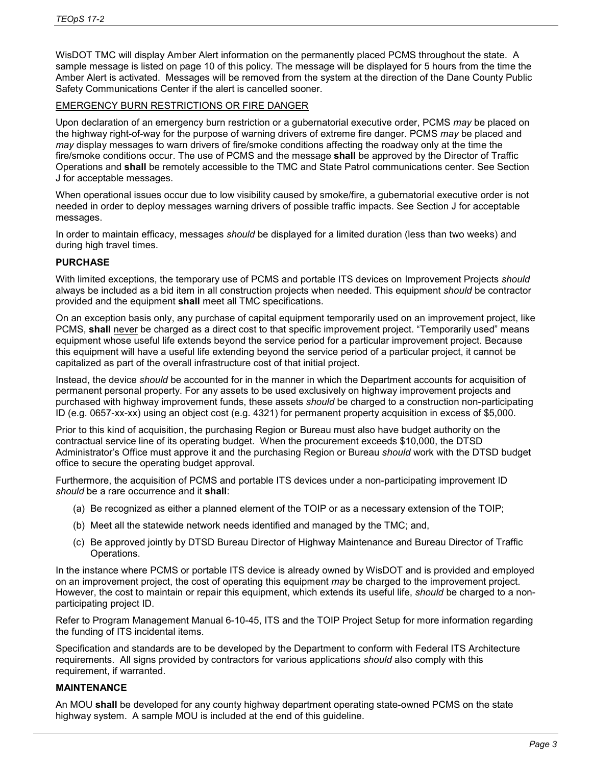WisDOT TMC will display Amber Alert information on the permanently placed PCMS throughout the state. A sample message is listed on page 10 of this policy. The message will be displayed for 5 hours from the time the Amber Alert is activated. Messages will be removed from the system at the direction of the Dane County Public Safety Communications Center if the alert is cancelled sooner.

<u>EMERGENCY BURN RESTRICTIONS OR FIRE DANGER</u>

Upon declaration of an emergency burn restriction or a gubernatorial executive order, PCMS *may* be placed on the highway right-of-way for the purpose of warning drivers of extreme fire danger. PCMS *may* be placed and *may* display messages to warn drivers of fire/smoke conditions affecting the roadway only at the time the fire/smoke conditions occur. The use of PCMS and the message **shall** be approved by the Director of Traffic Operations and **shall** be remotely accessible to the TMC and State Patrol communications center. See Section J for acceptable messages.

When operational issues occur due to low visibility caused by smoke/fire, a gubernatorial executive order is not needed in order to deploy messages warning drivers of possible traffic impacts. See Section J for acceptable messages.

In order to maintain efficacy, messages *should* be displayed for a limited duration (less than two weeks) and during high travel times.

**PURCHASE**

With limited exceptions, the temporary use of PCMS and portable ITS devices on Improvement Projects *should* always be included as a bid item in all construction projects when needed. This equipment *should* be contractor provided and the equipment **shall** meet all TMC specifications.

On an exception basis only, any purchase of capital equipment temporarily used on an improvement project, like PCMS, **shall** <u>never</u> be charged as a direct cost to that specific improvement project. "Temporarily used" means equipment whose useful life extends beyond the service period for a particular improvement project. Because this equipment will have a useful life extending beyond the service period of a particular project, it cannot be capitalized as part of the overall infrastructure cost of that initial project.

Instead, the device *should* be accounted for in the manner in which the Department accounts for acquisition of permanent personal property. For any assets to be used exclusively on highway improvement projects and purchased with highway improvement funds, these assets *should* be charged to a construction non-participating ID (e.g. 0657-xx-xx) using an object cost (e.g. 4321) for permanent property acquisition in excess of $5,000.

Prior to this kind of acquisition, the purchasing Region or Bureau must also have budget authority on the contractual service line of its operating budget. When the procurement exceeds $10,000, the DTSD Administrator's Office must approve it and the purchasing Region or Bureau *should* work with the DTSD budget office to secure the operating budget approval.

Furthermore, the acquisition of PCMS and portable ITS devices under a non-participating improvement ID *should* be a rare occurrence and it **shall**:

(a) Be recognized as either a planned element of the TOIP or as a necessary extension of the TOIP;

(b) Meet all the statewide network needs identified and managed by the TMC; and,

(c) Be approved jointly by DTSD Bureau Director of Highway Maintenance and Bureau Director of Traffic Operations.

In the instance where PCMS or portable ITS device is already owned by WisDOT and is provided and employed on an improvement project, the cost of operating this equipment *may* be charged to the improvement project. However, the cost to maintain or repair this equipment, which extends its useful life, *should* be charged to a non-participating project ID.

Refer to Program Management Manual 6-10-45, ITS and the TOIP Project Setup for more information regarding the funding of ITS incidental items.

Specification and standards are to be developed by the Department to conform with Federal ITS Architecture requirements. All signs provided by contractors for various applications *should* also comply with this requirement, if warranted.

**MAINTENANCE**

An MOU **shall** be developed for any county highway department operating state-owned PCMS on the state highway system. A sample MOU is included at the end of this guideline.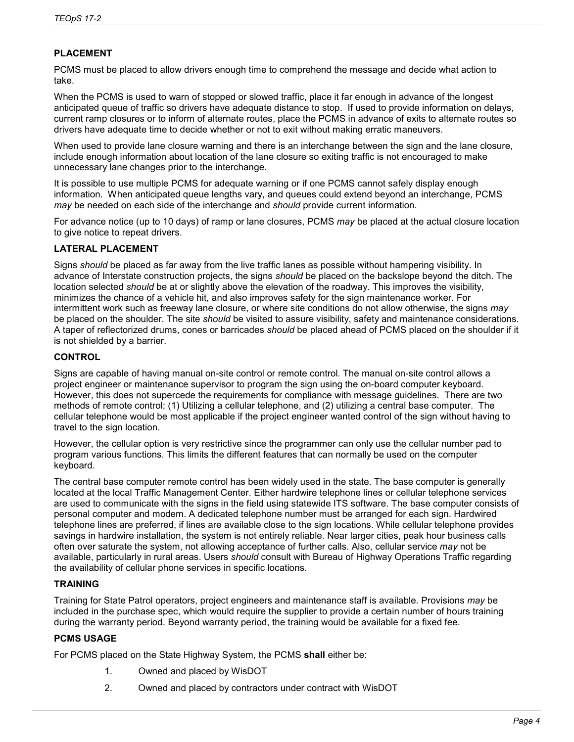## PLACEMENT

PCMS must be placed to allow drivers enough time to comprehend the message and decide what action to take.

When the PCMS is used to warn of stopped or slowed traffic, place it far enough in advance of the longest anticipated queue of traffic so drivers have adequate distance to stop. If used to provide information on delays, current ramp closures or to inform of alternate routes, place the PCMS in advance of exits to alternate routes so drivers have adequate time to decide whether or not to exit without making erratic maneuvers.

When used to provide lane closure warning and there is an interchange between the sign and the lane closure, include enough information about location of the lane closure so exiting traffic is not encouraged to make unnecessary lane changes prior to the interchange.

It is possible to use multiple PCMS for adequate warning or if one PCMS cannot safely display enough information. When anticipated queue lengths vary, and queues could extend beyond an interchange, PCMS *may* be needed on each side of the interchange and *should* provide current information.

For advance notice (up to 10 days) of ramp or lane closures, PCMS *may* be placed at the actual closure location to give notice to repeat drivers.

## LATERAL PLACEMENT

Signs *should* be placed as far away from the live traffic lanes as possible without hampering visibility. In advance of Interstate construction projects, the signs *should* be placed on the backslope beyond the ditch. The location selected *should* be at or slightly above the elevation of the roadway. This improves the visibility, minimizes the chance of a vehicle hit, and also improves safety for the sign maintenance worker. For intermittent work such as freeway lane closure, or where site conditions do not allow otherwise, the signs *may* be placed on the shoulder. The site *should* be visited to assure visibility, safety and maintenance considerations. A taper of reflectorized drums, cones or barricades *should* be placed ahead of PCMS placed on the shoulder if it is not shielded by a barrier.

## CONTROL

Signs are capable of having manual on-site control or remote control. The manual on-site control allows a project engineer or maintenance supervisor to program the sign using the on-board computer keyboard. However, this does not supercede the requirements for compliance with message guidelines. There are two methods of remote control; (1) Utilizing a cellular telephone, and (2) utilizing a central base computer. The cellular telephone would be most applicable if the project engineer wanted control of the sign without having to travel to the sign location.

However, the cellular option is very restrictive since the programmer can only use the cellular number pad to program various functions. This limits the different features that can normally be used on the computer keyboard.

The central base computer remote control has been widely used in the state. The base computer is generally located at the local Traffic Management Center. Either hardwire telephone lines or cellular telephone services are used to communicate with the signs in the field using statewide ITS software. The base computer consists of personal computer and modem. A dedicated telephone number must be arranged for each sign. Hardwired telephone lines are preferred, if lines are available close to the sign locations. While cellular telephone provides savings in hardwire installation, the system is not entirely reliable. Near larger cities, peak hour business calls often over saturate the system, not allowing acceptance of further calls. Also, cellular service *may* not be available, particularly in rural areas. Users *should* consult with Bureau of Highway Operations Traffic regarding the availability of cellular phone services in specific locations.

## TRAINING

Training for State Patrol operators, project engineers and maintenance staff is available. Provisions *may* be included in the purchase spec, which would require the supplier to provide a certain number of hours training during the warranty period. Beyond warranty period, the training would be available for a fixed fee.

## PCMS USAGE

For PCMS placed on the State Highway System, the PCMS **shall** either be:

1. Owned and placed by WisDOT
2. Owned and placed by contractors under contract with WisDOT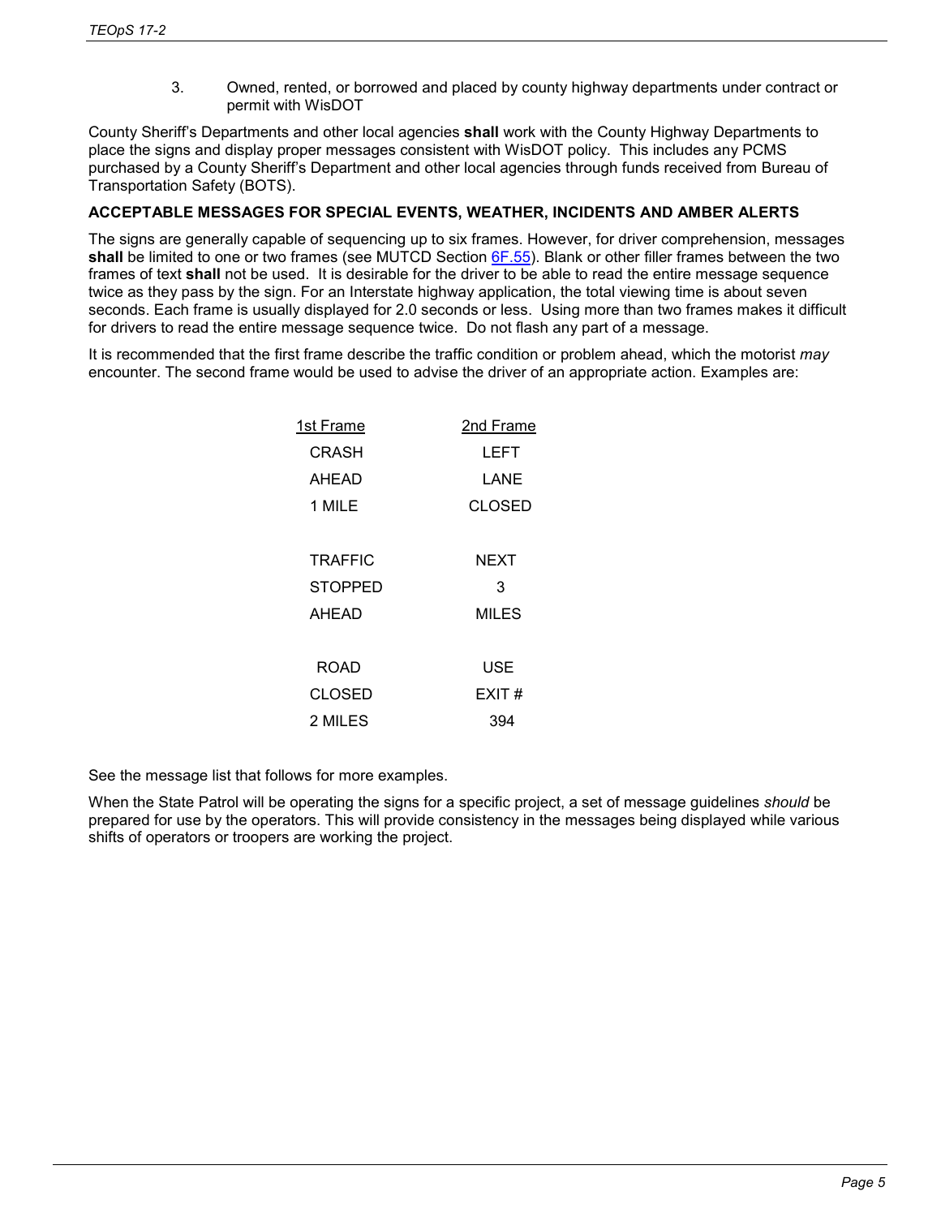3. Owned, rented, or borrowed and placed by county highway departments under contract or permit with WisDOT

County Sheriff's Departments and other local agencies **shall** work with the County Highway Departments to place the signs and display proper messages consistent with WisDOT policy. This includes any PCMS purchased by a County Sheriff's Department and other local agencies through funds received from Bureau of Transportation Safety (BOTS).

### ACCEPTABLE MESSAGES FOR SPECIAL EVENTS, WEATHER, INCIDENTS AND AMBER ALERTS

The signs are generally capable of sequencing up to six frames. However, for driver comprehension, messages **shall** be limited to one or two frames (see MUTCD Section 6F.55). Blank or other filler frames between the two frames of text **shall** not be used. It is desirable for the driver to be able to read the entire message sequence twice as they pass by the sign. For an Interstate highway application, the total viewing time is about seven seconds. Each frame is usually displayed for 2.0 seconds or less. Using more than two frames makes it difficult for drivers to read the entire message sequence twice. Do not flash any part of a message.

It is recommended that the first frame describe the traffic condition or problem ahead, which the motorist *may* encounter. The second frame would be used to advise the driver of an appropriate action. Examples are:

| 1st Frame | 2nd Frame |
|---|---|
| CRASH | LEFT |
| AHEAD | LANE |
| 1 MILE | CLOSED |
| | |
| TRAFFIC | NEXT |
| STOPPED | 3 |
| AHEAD | MILES |
| | |
| ROAD | USE |
| CLOSED | EXIT # |
| 2 MILES | 394 |

See the message list that follows for more examples.

When the State Patrol will be operating the signs for a specific project, a set of message guidelines *should* be prepared for use by the operators. This will provide consistency in the messages being displayed while various shifts of operators or troopers are working the project.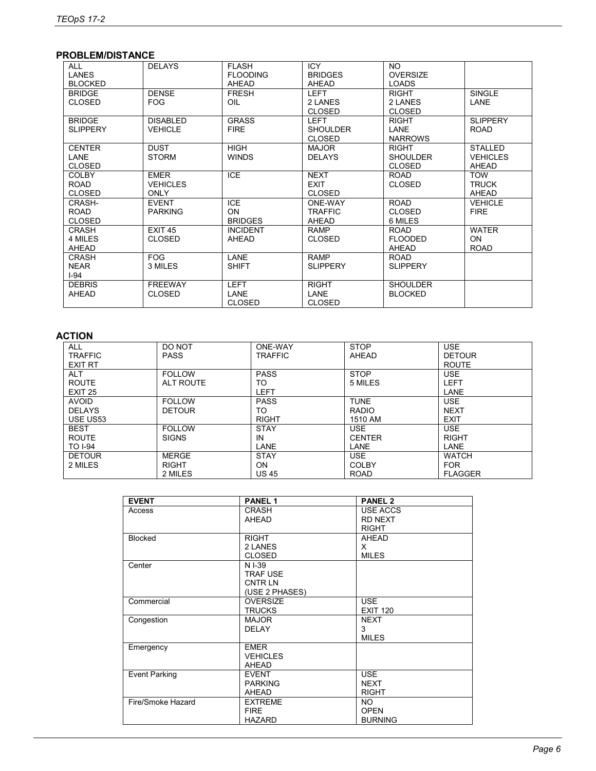## PROBLEM/DISTANCE

| | | | | | |
|---|---|---|---|---|---|
| ALL LANES BLOCKED | DELAYS | FLASH FLOODING AHEAD | ICY BRIDGES AHEAD | NO OVERSIZE LOADS | |
| BRIDGE CLOSED | DENSE FOG | FRESH OIL | LEFT 2 LANES CLOSED | RIGHT 2 LANES CLOSED | SINGLE LANE |
| BRIDGE SLIPPERY | DISABLED VEHICLE | GRASS FIRE | LEFT SHOULDER CLOSED | RIGHT LANE NARROWS | SLIPPERY ROAD |
| CENTER LANE CLOSED | DUST STORM | HIGH WINDS | MAJOR DELAYS | RIGHT SHOULDER CLOSED | STALLED VEHICLES AHEAD |
| COLBY ROAD CLOSED | EMER VEHICLES ONLY | ICE | NEXT EXIT CLOSED | ROAD CLOSED | TOW TRUCK AHEAD |
| CRASH-ROAD CLOSED | EVENT PARKING | ICE ON BRIDGES | ONE-WAY TRAFFIC AHEAD | ROAD CLOSED 6 MILES | VEHICLE FIRE |
| CRASH 4 MILES AHEAD | EXIT 45 CLOSED | INCIDENT AHEAD | RAMP CLOSED | ROAD FLOODED AHEAD | WATER ON ROAD |
| CRASH NEAR I-94 | FOG 3 MILES | LANE SHIFT | RAMP SLIPPERY | ROAD SLIPPERY | |
| DEBRIS AHEAD | FREEWAY CLOSED | LEFT LANE CLOSED | RIGHT LANE CLOSED | SHOULDER BLOCKED | |

## ACTION

| | | | | |
|---|---|---|---|---|
| ALL TRAFFIC EXIT RT | DO NOT PASS | ONE-WAY TRAFFIC | STOP AHEAD | USE DETOUR ROUTE |
| ALT ROUTE EXIT 25 | FOLLOW ALT ROUTE | PASS TO LEFT | STOP 5 MILES | USE LEFT LANE |
| AVOID DELAYS USE US53 | FOLLOW DETOUR | PASS TO RIGHT | TUNE RADIO 1510 AM | USE NEXT EXIT |
| BEST ROUTE TO I-94 | FOLLOW SIGNS | STAY IN LANE | USE CENTER LANE | USE RIGHT LANE |
| DETOUR 2 MILES | MERGE RIGHT 2 MILES | STAY ON US 45 | USE COLBY ROAD | WATCH FOR FLAGGER |

| EVENT | PANEL 1 | PANEL 2 |
|---|---|---|
| Access | CRASH AHEAD | USE ACCS RD NEXT RIGHT |
| Blocked | RIGHT 2 LANES CLOSED | AHEAD X MILES |
| Center | N I-39 TRAF USE CNTR LN (USE 2 PHASES) | |
| Commercial | OVERSIZE TRUCKS | USE EXIT 120 |
| Congestion | MAJOR DELAY | NEXT 3 MILES |
| Emergency | EMER VEHICLES AHEAD | |
| Event Parking | EVENT PARKING AHEAD | USE NEXT RIGHT |
| Fire/Smoke Hazard | EXTREME FIRE HAZARD | NO OPEN BURNING |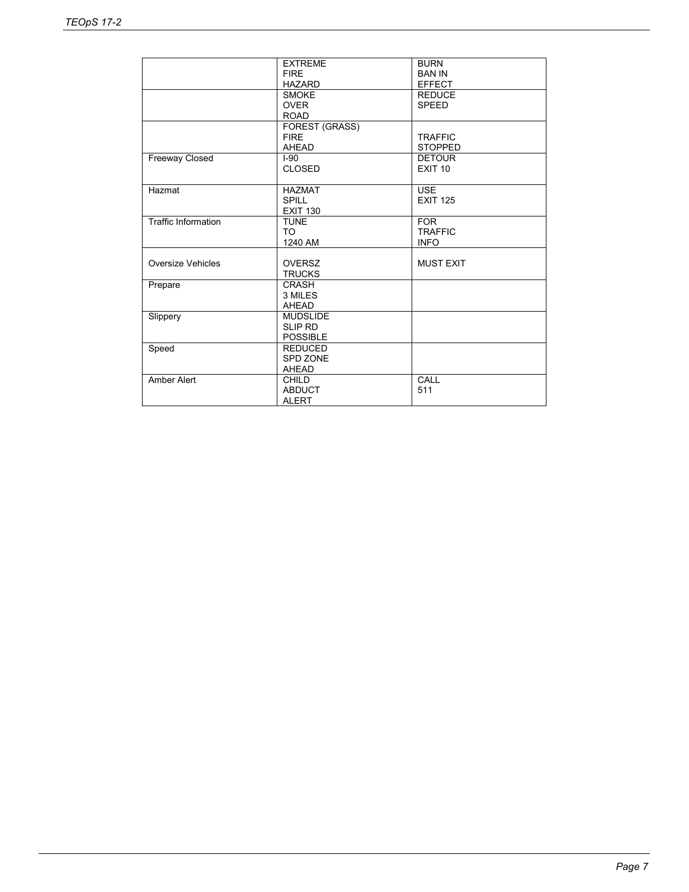| | | |
|---|---|---|
| | EXTREME<br>FIRE<br>HAZARD | BURN<br>BAN IN<br>EFFECT |
| | SMOKE<br>OVER<br>ROAD | REDUCE<br>SPEED |
| | FOREST (GRASS)<br>FIRE<br>AHEAD | TRAFFIC<br>STOPPED |
| Freeway Closed | I-90<br>CLOSED | DETOUR<br>EXIT 10 |
| Hazmat | HAZMAT<br>SPILL<br>EXIT 130 | USE<br>EXIT 125 |
| Traffic Information | TUNE<br>TO<br>1240 AM | FOR<br>TRAFFIC<br>INFO |
| Oversize Vehicles | OVERSZ<br>TRUCKS | MUST EXIT |
| Prepare | CRASH<br>3 MILES<br>AHEAD | |
| Slippery | MUDSLIDE<br>SLIP RD<br>POSSIBLE | |
| Speed | REDUCED<br>SPD ZONE<br>AHEAD | |
| Amber Alert | CHILD<br>ABDUCT<br>ALERT | CALL<br>511 |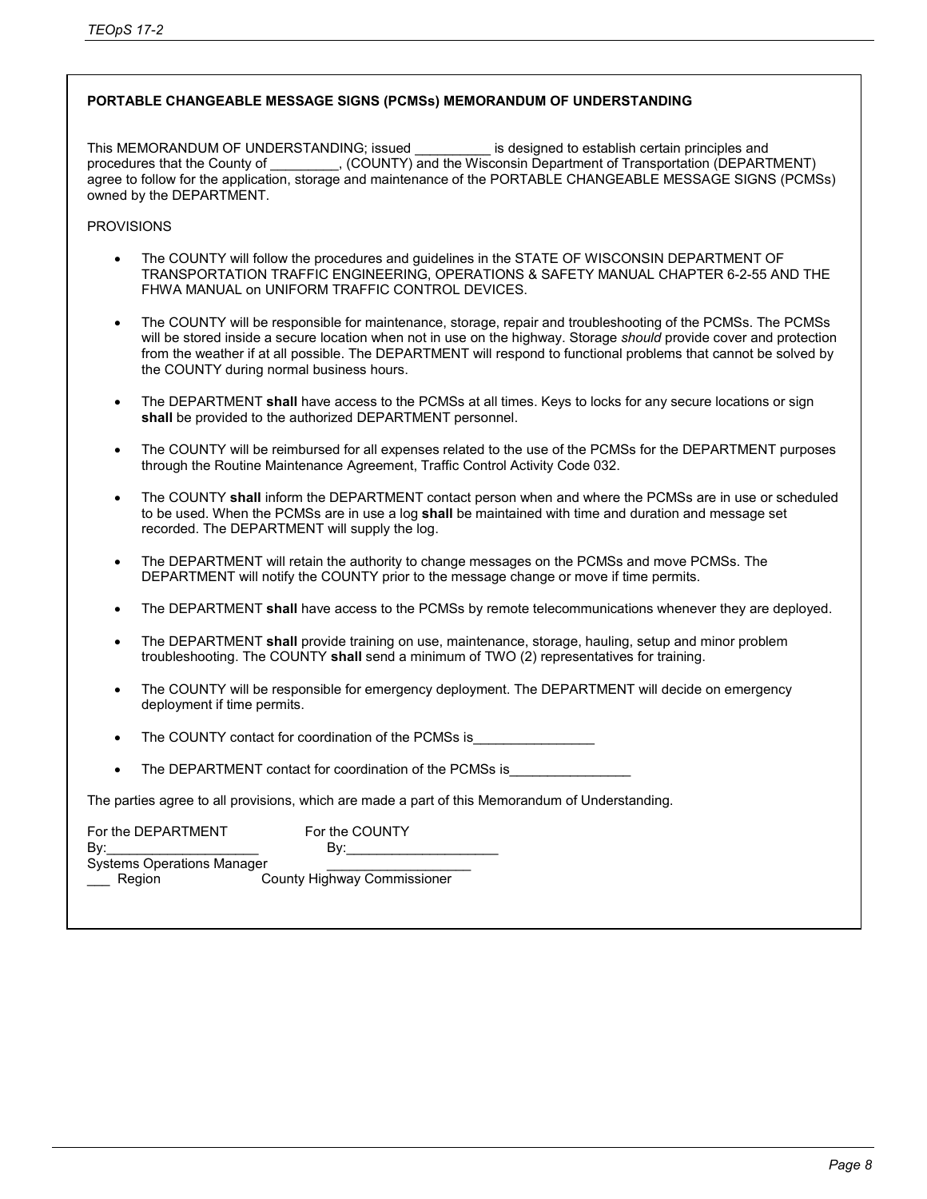**PORTABLE CHANGEABLE MESSAGE SIGNS (PCMSs) MEMORANDUM OF UNDERSTANDING**

This MEMORANDUM OF UNDERSTANDING; issued __________ is designed to establish certain principles and procedures that the County of _________, (COUNTY) and the Wisconsin Department of Transportation (DEPARTMENT) agree to follow for the application, storage and maintenance of the PORTABLE CHANGEABLE MESSAGE SIGNS (PCMSs) owned by the DEPARTMENT.

PROVISIONS

- The COUNTY will follow the procedures and guidelines in the STATE OF WISCONSIN DEPARTMENT OF TRANSPORTATION TRAFFIC ENGINEERING, OPERATIONS & SAFETY MANUAL CHAPTER 6-2-55 AND THE FHWA MANUAL on UNIFORM TRAFFIC CONTROL DEVICES.
- The COUNTY will be responsible for maintenance, storage, repair and troubleshooting of the PCMSs. The PCMSs will be stored inside a secure location when not in use on the highway. Storage *should* provide cover and protection from the weather if at all possible. The DEPARTMENT will respond to functional problems that cannot be solved by the COUNTY during normal business hours.
- The DEPARTMENT **shall** have access to the PCMSs at all times. Keys to locks for any secure locations or sign **shall** be provided to the authorized DEPARTMENT personnel.
- The COUNTY will be reimbursed for all expenses related to the use of the PCMSs for the DEPARTMENT purposes through the Routine Maintenance Agreement, Traffic Control Activity Code 032.
- The COUNTY **shall** inform the DEPARTMENT contact person when and where the PCMSs are in use or scheduled to be used. When the PCMSs are in use a log **shall** be maintained with time and duration and message set recorded. The DEPARTMENT will supply the log.
- The DEPARTMENT will retain the authority to change messages on the PCMSs and move PCMSs. The DEPARTMENT will notify the COUNTY prior to the message change or move if time permits.
- The DEPARTMENT **shall** have access to the PCMSs by remote telecommunications whenever they are deployed.
- The DEPARTMENT **shall** provide training on use, maintenance, storage, hauling, setup and minor problem troubleshooting. The COUNTY **shall** send a minimum of TWO (2) representatives for training.
- The COUNTY will be responsible for emergency deployment. The DEPARTMENT will decide on emergency deployment if time permits.
- The COUNTY contact for coordination of the PCMSs is________________
- The DEPARTMENT contact for coordination of the PCMSs is________________

The parties agree to all provisions, which are made a part of this Memorandum of Understanding.

For the DEPARTMENT
By:____________________
Systems Operations Manager
___ Region

For the COUNTY
By:____________________
___________________
County Highway Commissioner